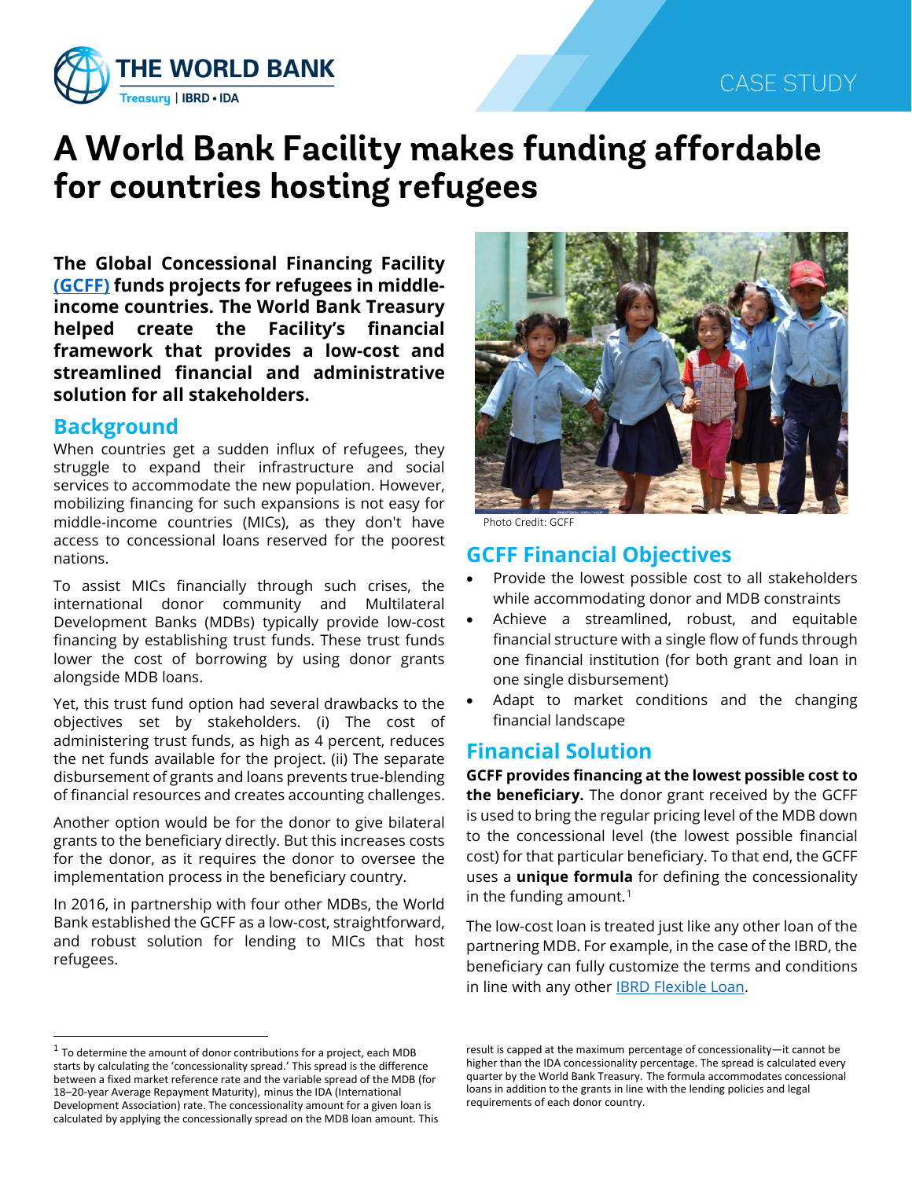CASE STUDY

# A World Bank Facility makes funding affordable for countries hosting refugees

**The Global Concessional Financing Facility [(GCFF)](#) funds projects for refugees in middle-income countries. The World Bank Treasury helped create the Facility's financial framework that provides a low-cost and streamlined financial and administrative solution for all stakeholders.**

## Background

When countries get a sudden influx of refugees, they struggle to expand their infrastructure and social services to accommodate the new population. However, mobilizing financing for such expansions is not easy for middle-income countries (MICs), as they don't have access to concessional loans reserved for the poorest nations.

To assist MICs financially through such crises, the international donor community and Multilateral Development Banks (MDBs) typically provide low-cost financing by establishing trust funds. These trust funds lower the cost of borrowing by using donor grants alongside MDB loans.

Yet, this trust fund option had several drawbacks to the objectives set by stakeholders. (i) The cost of administering trust funds, as high as 4 percent, reduces the net funds available for the project. (ii) The separate disbursement of grants and loans prevents true-blending of financial resources and creates accounting challenges.

Another option would be for the donor to give bilateral grants to the beneficiary directly. But this increases costs for the donor, as it requires the donor to oversee the implementation process in the beneficiary country.

In 2016, in partnership with four other MDBs, the World Bank established the GCFF as a low-cost, straightforward, and robust solution for lending to MICs that host refugees.

Photo Credit: GCFF

## GCFF Financial Objectives

- Provide the lowest possible cost to all stakeholders while accommodating donor and MDB constraints
- Achieve a streamlined, robust, and equitable financial structure with a single flow of funds through one financial institution (for both grant and loan in one single disbursement)
- Adapt to market conditions and the changing financial landscape

## Financial Solution

**GCFF provides financing at the lowest possible cost to the beneficiary.** The donor grant received by the GCFF is used to bring the regular pricing level of the MDB down to the concessional level (the lowest possible financial cost) for that particular beneficiary. To that end, the GCFF uses a **unique formula** for defining the concessionality in the funding amount.[1]

The low-cost loan is treated just like any other loan of the partnering MDB. For example, in the case of the IBRD, the beneficiary can fully customize the terms and conditions in line with any other [IBRD Flexible Loan](#).

---

[1] To determine the amount of donor contributions for a project, each MDB starts by calculating the 'concessionality spread.' This spread is the difference between a fixed market reference rate and the variable spread of the MDB (for 18–20-year Average Repayment Maturity), minus the IDA (International Development Association) rate. The concessionality amount for a given loan is calculated by applying the concessionality spread on the MDB loan amount. This result is capped at the maximum percentage of concessionality—it cannot be higher than the IDA concessionality percentage. The spread is calculated every quarter by the World Bank Treasury. The formula accommodates concessional loans in addition to the grants in line with the lending policies and legal requirements of each donor country.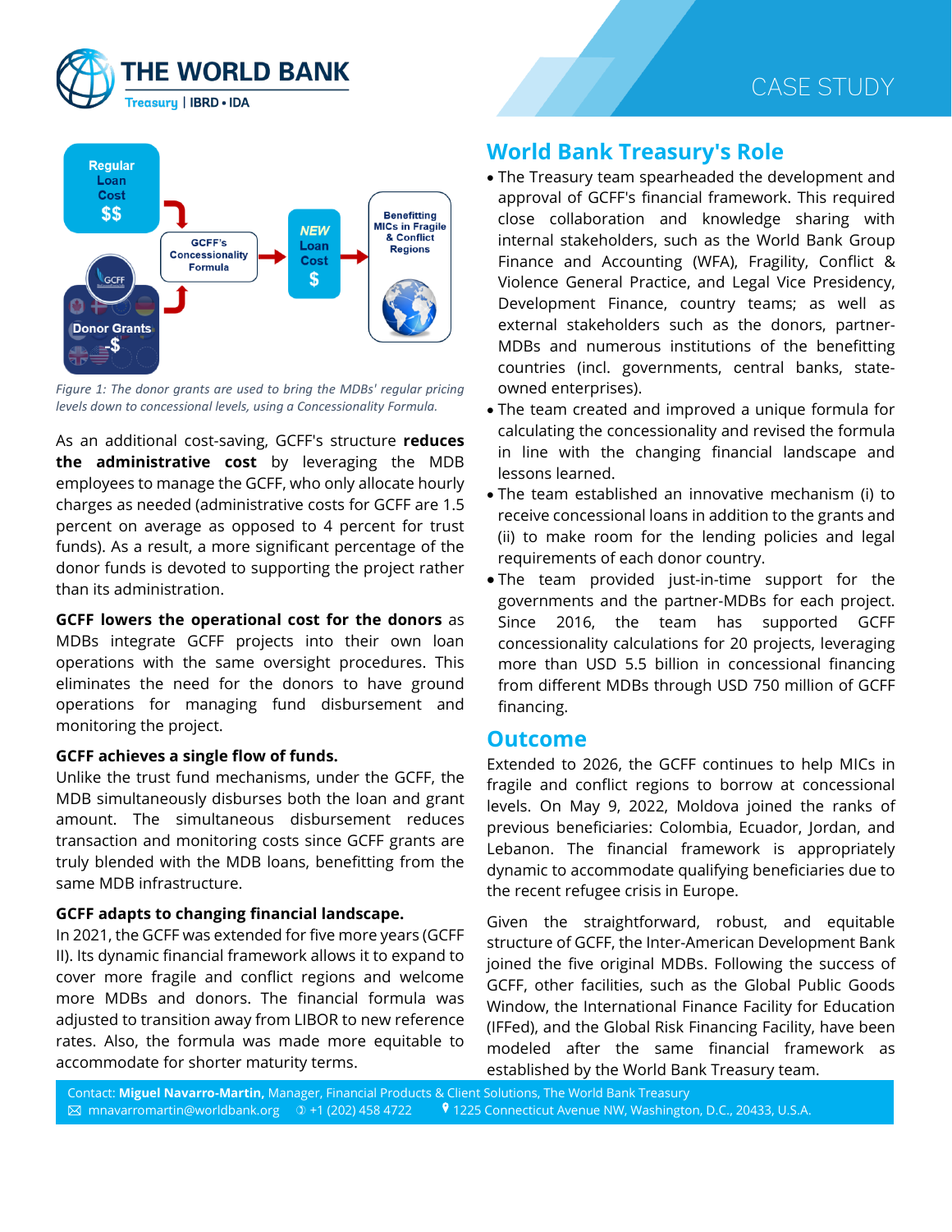Regular Loan Cost $$

GCFF's Concessionality Formula

NEW Loan Cost $

Benefitting MICs in Fragile & Conflict Regions

GCFF

Donor Grants -$

*Figure 1: The donor grants are used to bring the MDBs' regular pricing levels down to concessional levels, using a Concessionality Formula.*

As an additional cost-saving, GCFF's structure **reduces the administrative cost** by leveraging the MDB employees to manage the GCFF, who only allocate hourly charges as needed (administrative costs for GCFF are 1.5 percent on average as opposed to 4 percent for trust funds). As a result, a more significant percentage of the donor funds is devoted to supporting the project rather than its administration.

**GCFF lowers the operational cost for the donors** as MDBs integrate GCFF projects into their own loan operations with the same oversight procedures. This eliminates the need for the donors to have ground operations for managing fund disbursement and monitoring the project.

**GCFF achieves a single flow of funds.**
Unlike the trust fund mechanisms, under the GCFF, the MDB simultaneously disburses both the loan and grant amount. The simultaneous disbursement reduces transaction and monitoring costs since GCFF grants are truly blended with the MDB loans, benefitting from the same MDB infrastructure.

**GCFF adapts to changing financial landscape.**
In 2021, the GCFF was extended for five more years (GCFF II). Its dynamic financial framework allows it to expand to cover more fragile and conflict regions and welcome more MDBs and donors. The financial formula was adjusted to transition away from LIBOR to new reference rates. Also, the formula was made more equitable to accommodate for shorter maturity terms.

## World Bank Treasury's Role

- The Treasury team spearheaded the development and approval of GCFF's financial framework. This required close collaboration and knowledge sharing with internal stakeholders, such as the World Bank Group Finance and Accounting (WFA), Fragility, Conflict & Violence General Practice, and Legal Vice Presidency, Development Finance, country teams; as well as external stakeholders such as the donors, partner-MDBs and numerous institutions of the benefitting countries (incl. governments, central banks, state-owned enterprises).
- The team created and improved a unique formula for calculating the concessionality and revised the formula in line with the changing financial landscape and lessons learned.
- The team established an innovative mechanism (i) to receive concessional loans in addition to the grants and (ii) to make room for the lending policies and legal requirements of each donor country.
- The team provided just-in-time support for the governments and the partner-MDBs for each project. Since 2016, the team has supported GCFF concessionality calculations for 20 projects, leveraging more than USD 5.5 billion in concessional financing from different MDBs through USD 750 million of GCFF financing.

## Outcome

Extended to 2026, the GCFF continues to help MICs in fragile and conflict regions to borrow at concessional levels. On May 9, 2022, Moldova joined the ranks of previous beneficiaries: Colombia, Ecuador, Jordan, and Lebanon. The financial framework is appropriately dynamic to accommodate qualifying beneficiaries due to the recent refugee crisis in Europe.

Given the straightforward, robust, and equitable structure of GCFF, the Inter-American Development Bank joined the five original MDBs. Following the success of GCFF, other facilities, such as the Global Public Goods Window, the International Finance Facility for Education (IFFEd), and the Global Risk Financing Facility, have been modeled after the same financial framework as established by the World Bank Treasury team.

Contact: **Miguel Navarro-Martin,** Manager, Financial Products & Client Solutions, The World Bank Treasury
mnavarromartin@worldbank.org +1 (202) 458 4722 1225 Connecticut Avenue NW, Washington, D.C., 20433, U.S.A.